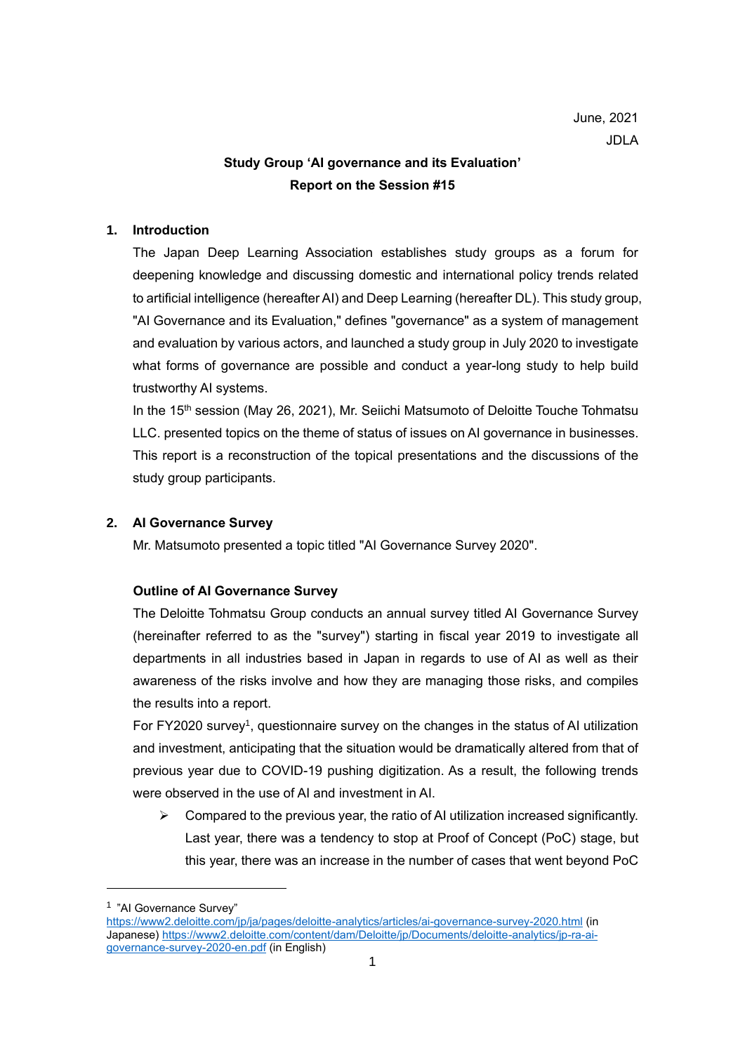June, 2021

JDLA

**Study Group 'AI governance and its Evaluation'**
**Report on the Session #15**

## 1. Introduction

The Japan Deep Learning Association establishes study groups as a forum for deepening knowledge and discussing domestic and international policy trends related to artificial intelligence (hereafter AI) and Deep Learning (hereafter DL). This study group, "AI Governance and its Evaluation," defines "governance" as a system of management and evaluation by various actors, and launched a study group in July 2020 to investigate what forms of governance are possible and conduct a year-long study to help build trustworthy AI systems.

In the 15th session (May 26, 2021), Mr. Seiichi Matsumoto of Deloitte Touche Tohmatsu LLC. presented topics on the theme of status of issues on AI governance in businesses. This report is a reconstruction of the topical presentations and the discussions of the study group participants.

## 2. AI Governance Survey

Mr. Matsumoto presented a topic titled "AI Governance Survey 2020".

### Outline of AI Governance Survey

The Deloitte Tohmatsu Group conducts an annual survey titled AI Governance Survey (hereinafter referred to as the "survey") starting in fiscal year 2019 to investigate all departments in all industries based in Japan in regards to use of AI as well as their awareness of the risks involve and how they are managing those risks, and compiles the results into a report.

For FY2020 survey[1], questionnaire survey on the changes in the status of AI utilization and investment, anticipating that the situation would be dramatically altered from that of previous year due to COVID-19 pushing digitization. As a result, the following trends were observed in the use of AI and investment in AI.

- Compared to the previous year, the ratio of AI utilization increased significantly. Last year, there was a tendency to stop at Proof of Concept (PoC) stage, but this year, there was an increase in the number of cases that went beyond PoC

---

[1] "AI Governance Survey"
https://www2.deloitte.com/jp/ja/pages/deloitte-analytics/articles/ai-governance-survey-2020.html (in Japanese) https://www2.deloitte.com/content/dam/Deloitte/jp/Documents/deloitte-analytics/jp-ra-ai-governance-survey-2020-en.pdf (in English)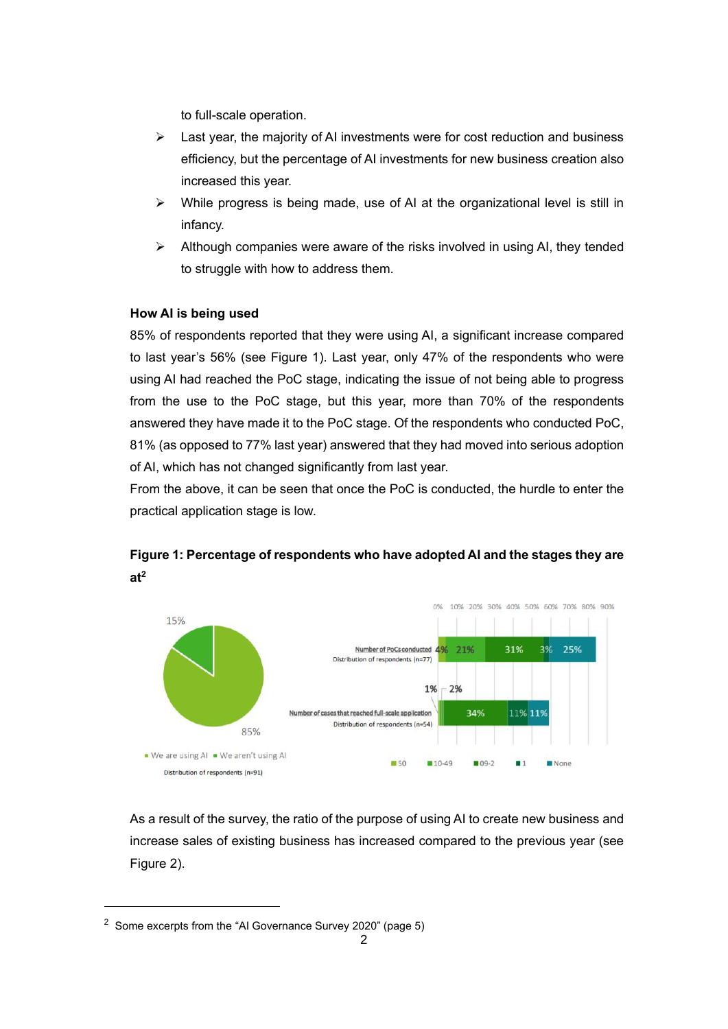to full-scale operation.

- Last year, the majority of AI investments were for cost reduction and business efficiency, but the percentage of AI investments for new business creation also increased this year.
- While progress is being made, use of AI at the organizational level is still in infancy.
- Although companies were aware of the risks involved in using AI, they tended to struggle with how to address them.

**How AI is being used**

85% of respondents reported that they were using AI, a significant increase compared to last year's 56% (see Figure 1). Last year, only 47% of the respondents who were using AI had reached the PoC stage, indicating the issue of not being able to progress from the use to the PoC stage, but this year, more than 70% of the respondents answered they have made it to the PoC stage. Of the respondents who conducted PoC, 81% (as opposed to 77% last year) answered that they had moved into serious adoption of AI, which has not changed significantly from last year.

From the above, it can be seen that once the PoC is conducted, the hurdle to enter the practical application stage is low.

**Figure 1: Percentage of respondents who have adopted AI and the stages they are at[2]**

15%

85%

■ We are using AI ■ We aren't using AI

Distribution of respondents (n=91)

0% 10% 20% 30% 40% 50% 60% 70% 80% 90%

Number of PoCs conducted
Distribution of respondents (n=77)

4% 21% 31% 3% 25%

1% 2%

Number of cases that reached full-scale application
Distribution of respondents (n=54)

34% 11% 11%

■ 50 ■ 10-49 ■ 09-2 ■ 1 ■ None

As a result of the survey, the ratio of the purpose of using AI to create new business and increase sales of existing business has increased compared to the previous year (see Figure 2).

[2] Some excerpts from the "AI Governance Survey 2020" (page 5)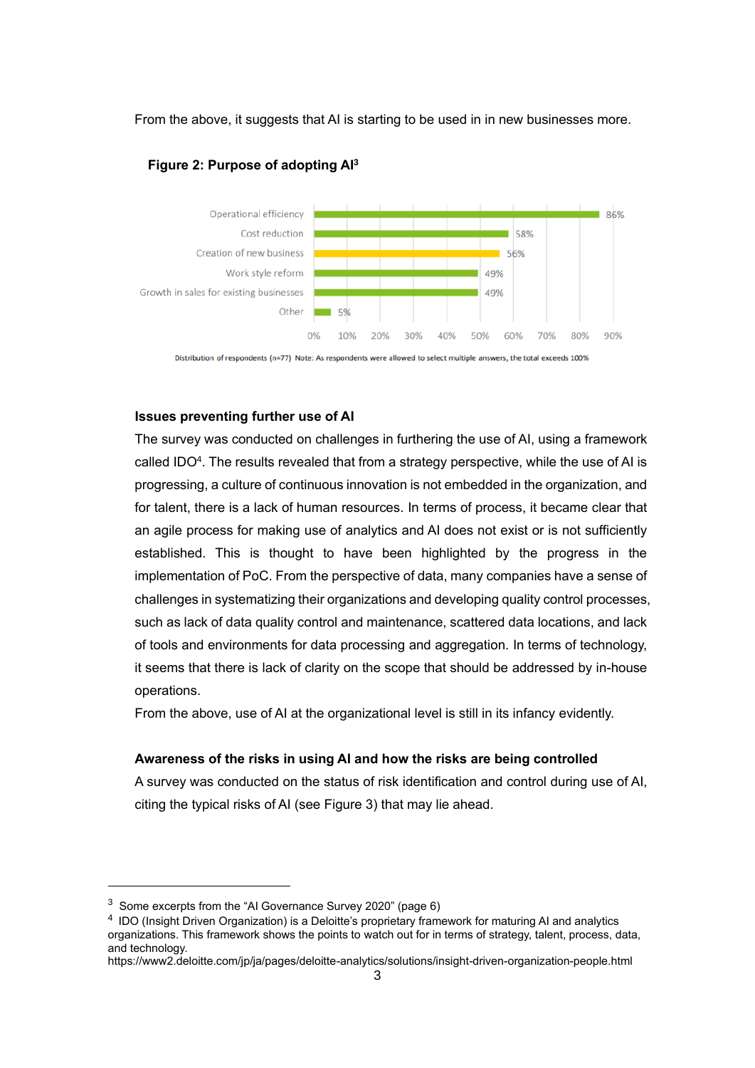From the above, it suggests that AI is starting to be used in in new businesses more.

**Figure 2: Purpose of adopting AI**[3]

| Purpose | Percentage |
| --- | --- |
| Operational efficiency | 86% |
| Cost reduction | 58% |
| Creation of new business | 56% |
| Work style reform | 49% |
| Growth in sales for existing businesses | 49% |
| Other | 5% |

Distribution of respondents (n=77) Note: As respondents were allowed to select multiple answers, the total exceeds 100%

**Issues preventing further use of AI**

The survey was conducted on challenges in furthering the use of AI, using a framework called IDO[4]. The results revealed that from a strategy perspective, while the use of AI is progressing, a culture of continuous innovation is not embedded in the organization, and for talent, there is a lack of human resources. In terms of process, it became clear that an agile process for making use of analytics and AI does not exist or is not sufficiently established. This is thought to have been highlighted by the progress in the implementation of PoC. From the perspective of data, many companies have a sense of challenges in systematizing their organizations and developing quality control processes, such as lack of data quality control and maintenance, scattered data locations, and lack of tools and environments for data processing and aggregation. In terms of technology, it seems that there is lack of clarity on the scope that should be addressed by in-house operations.

From the above, use of AI at the organizational level is still in its infancy evidently.

**Awareness of the risks in using AI and how the risks are being controlled**

A survey was conducted on the status of risk identification and control during use of AI, citing the typical risks of AI (see Figure 3) that may lie ahead.

---

[3] Some excerpts from the "AI Governance Survey 2020" (page 6)

[4] IDO (Insight Driven Organization) is a Deloitte's proprietary framework for maturing AI and analytics organizations. This framework shows the points to watch out for in terms of strategy, talent, process, data, and technology.
https://www2.deloitte.com/jp/ja/pages/deloitte-analytics/solutions/insight-driven-organization-people.html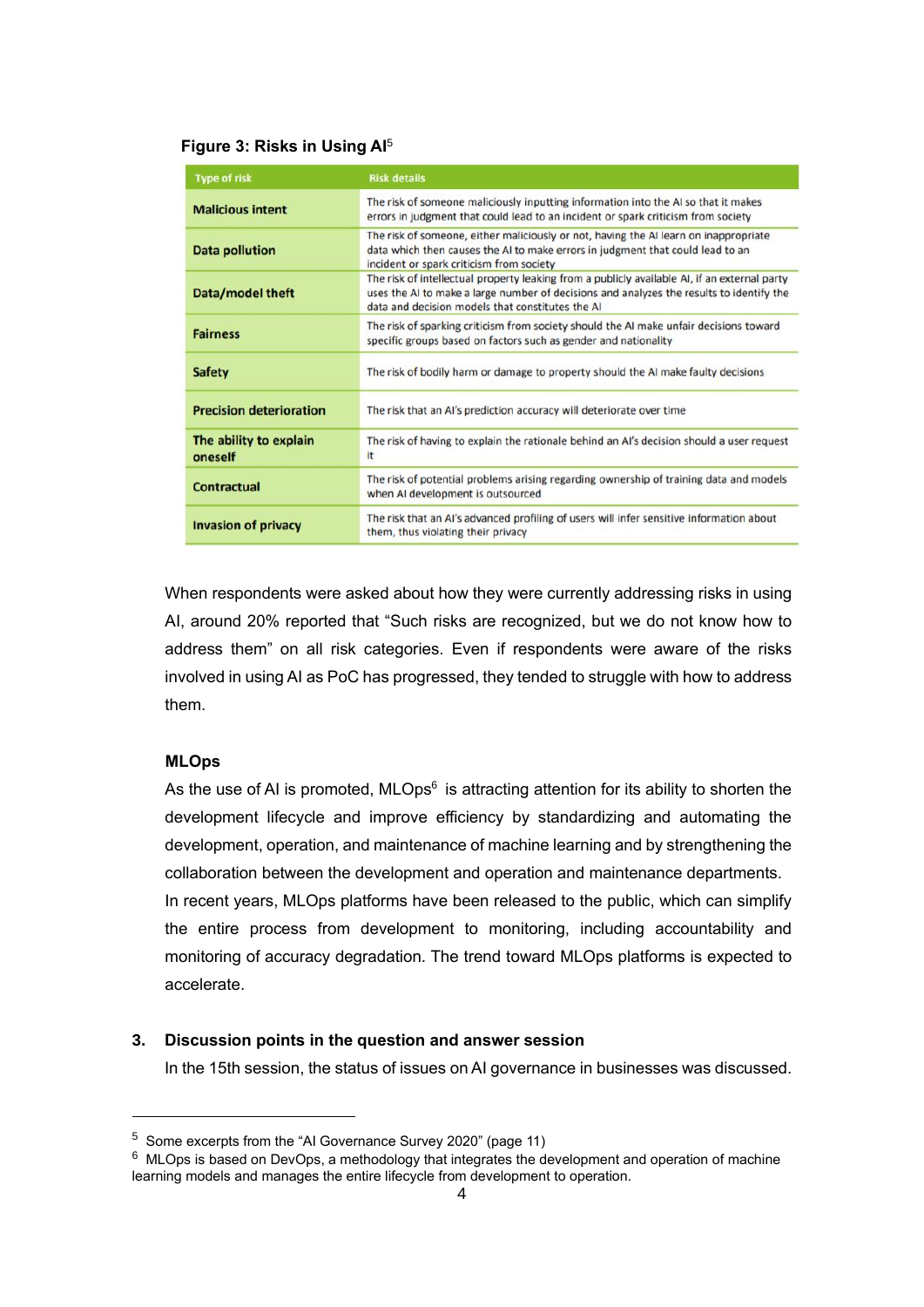**Figure 3: Risks in Using AI**[5]

| Type of risk | Risk details |
|---|---|
| **Malicious intent** | The risk of someone maliciously inputting information into the AI so that it makes errors in judgment that could lead to an incident or spark criticism from society |
| **Data pollution** | The risk of someone, either maliciously or not, having the AI learn on inappropriate data which then causes the AI to make errors in judgment that could lead to an incident or spark criticism from society |
| **Data/model theft** | The risk of intellectual property leaking from a publicly available AI, if an external party uses the AI to make a large number of decisions and analyzes the results to identify the data and decision models that constitutes the AI |
| **Fairness** | The risk of sparking criticism from society should the AI make unfair decisions toward specific groups based on factors such as gender and nationality |
| **Safety** | The risk of bodily harm or damage to property should the AI make faulty decisions |
| **Precision deterioration** | The risk that an AI's prediction accuracy will deteriorate over time |
| **The ability to explain oneself** | The risk of having to explain the rationale behind an AI's decision should a user request it |
| **Contractual** | The risk of potential problems arising regarding ownership of training data and models when AI development is outsourced |
| **Invasion of privacy** | The risk that an AI's advanced profiling of users will infer sensitive information about them, thus violating their privacy |

When respondents were asked about how they were currently addressing risks in using AI, around 20% reported that "Such risks are recognized, but we do not know how to address them" on all risk categories. Even if respondents were aware of the risks involved in using AI as PoC has progressed, they tended to struggle with how to address them.

**MLOps**

As the use of AI is promoted, MLOps[6] is attracting attention for its ability to shorten the development lifecycle and improve efficiency by standardizing and automating the development, operation, and maintenance of machine learning and by strengthening the collaboration between the development and operation and maintenance departments. In recent years, MLOps platforms have been released to the public, which can simplify the entire process from development to monitoring, including accountability and monitoring of accuracy degradation. The trend toward MLOps platforms is expected to accelerate.

## 3. Discussion points in the question and answer session

In the 15th session, the status of issues on AI governance in businesses was discussed.

---

[5] Some excerpts from the "AI Governance Survey 2020" (page 11)

[6] MLOps is based on DevOps, a methodology that integrates the development and operation of machine learning models and manages the entire lifecycle from development to operation.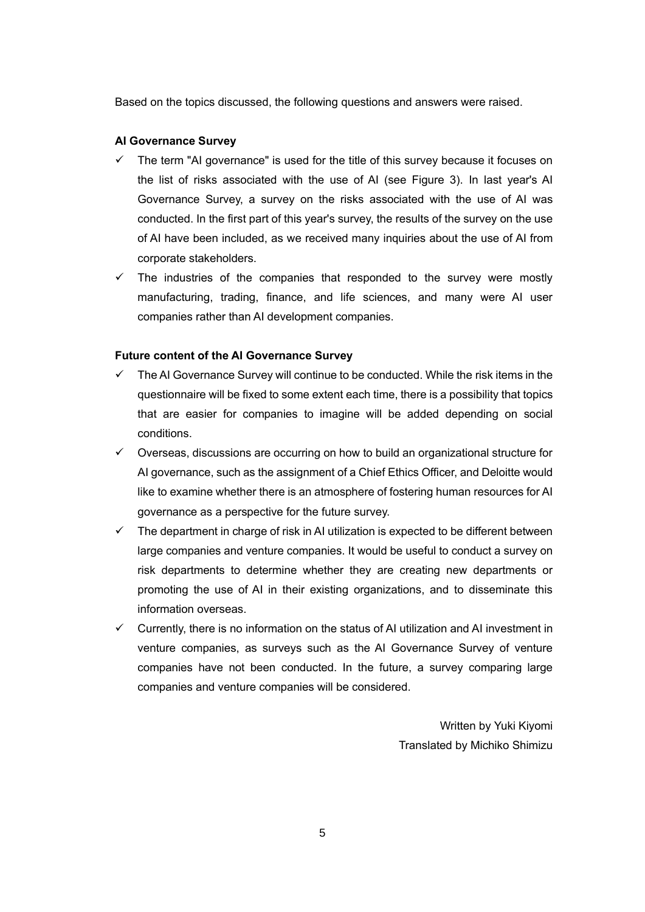Based on the topics discussed, the following questions and answers were raised.

**AI Governance Survey**

- ✓ The term "AI governance" is used for the title of this survey because it focuses on the list of risks associated with the use of AI (see Figure 3). In last year's AI Governance Survey, a survey on the risks associated with the use of AI was conducted. In the first part of this year's survey, the results of the survey on the use of AI have been included, as we received many inquiries about the use of AI from corporate stakeholders.
- ✓ The industries of the companies that responded to the survey were mostly manufacturing, trading, finance, and life sciences, and many were AI user companies rather than AI development companies.

**Future content of the AI Governance Survey**

- ✓ The AI Governance Survey will continue to be conducted. While the risk items in the questionnaire will be fixed to some extent each time, there is a possibility that topics that are easier for companies to imagine will be added depending on social conditions.
- ✓ Overseas, discussions are occurring on how to build an organizational structure for AI governance, such as the assignment of a Chief Ethics Officer, and Deloitte would like to examine whether there is an atmosphere of fostering human resources for AI governance as a perspective for the future survey.
- ✓ The department in charge of risk in AI utilization is expected to be different between large companies and venture companies. It would be useful to conduct a survey on risk departments to determine whether they are creating new departments or promoting the use of AI in their existing organizations, and to disseminate this information overseas.
- ✓ Currently, there is no information on the status of AI utilization and AI investment in venture companies, as surveys such as the AI Governance Survey of venture companies have not been conducted. In the future, a survey comparing large companies and venture companies will be considered.

Written by Yuki Kiyomi
Translated by Michiko Shimizu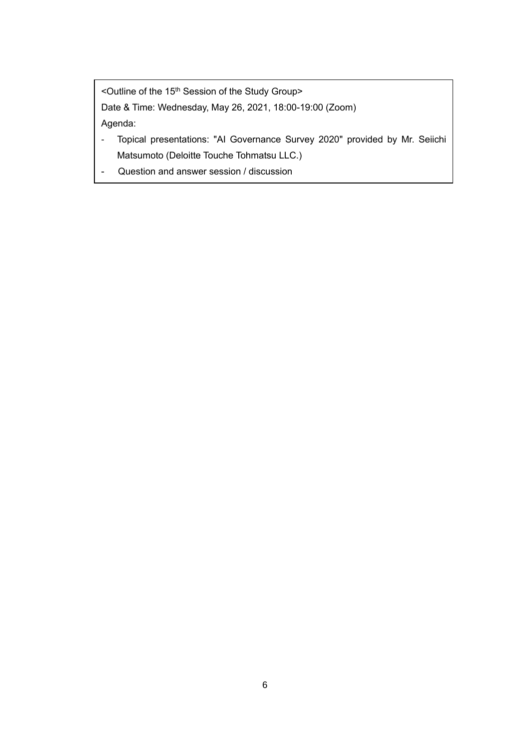<Outline of the 15th Session of the Study Group>

Date & Time: Wednesday, May 26, 2021, 18:00-19:00 (Zoom)

Agenda:

- Topical presentations: "AI Governance Survey 2020" provided by Mr. Seiichi Matsumoto (Deloitte Touche Tohmatsu LLC.)
- Question and answer session / discussion